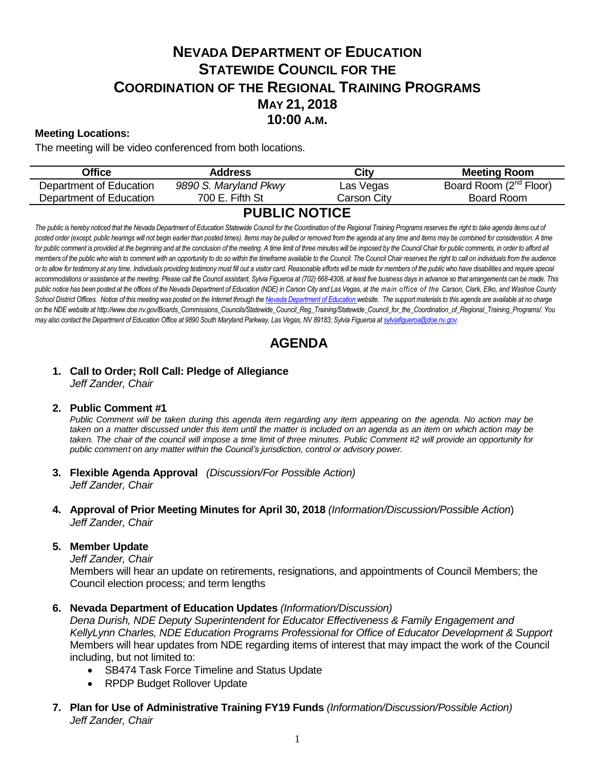# NEVADA DEPARTMENT OF EDUCATION
# STATEWIDE COUNCIL FOR THE
# COORDINATION OF THE REGIONAL TRAINING PROGRAMS
## MAY 21, 2018
## 10:00 A.M.

**Meeting Locations:**

The meeting will be video conferenced from both locations.

| Office | Address | City | Meeting Room |
|---|---|---|---|
| Department of Education | *9890 S. Maryland Pkwy* | Las Vegas | Board Room (2nd Floor) |
| Department of Education | 700 E. Fifth St | Carson City | Board Room |

## PUBLIC NOTICE

*The public is hereby noticed that the Nevada Department of Education Statewide Council for the Coordination of the Regional Training Programs reserves the right to take agenda items out of posted order (except, public hearings will not begin earlier than posted times). Items may be pulled or removed from the agenda at any time and items may be combined for consideration. A time for public comment is provided at the beginning and at the conclusion of the meeting. A time limit of three minutes will be imposed by the Council Chair for public comments, in order to afford all members of the public who wish to comment with an opportunity to do so within the timeframe available to the Council. The Council Chair reserves the right to call on individuals from the audience or to allow for testimony at any time. Individuals providing testimony must fill out a visitor card. Reasonable efforts will be made for members of the public who have disabilities and require special accommodations or assistance at the meeting. Please call the Council assistant, Sylvia Figueroa at (702) 668-4308, at least five business days in advance so that arrangements can be made. This public notice has been posted at the offices of the Nevada Department of Education (NDE) in Carson City and Las Vegas, at the main office of the Carson, Clark, Elko, and Washoe County School District Offices. Notice of this meeting was posted on the Internet through the Nevada Department of Education website. The support materials to this agenda are available at no charge on the NDE website at http://www.doe.nv.gov/Boards_Commissions_Councils/Statewide_Council_Reg_Training/Statewide_Council_for_the_Coordination_of_Regional_Training_Programs/. You may also contact the Department of Education Office at 9890 South Maryland Parkway, Las Vegas, NV 89183; Sylvia Figueroa at sylviafigueroa@doe.nv.gov.*

# AGENDA

1. **Call to Order; Roll Call: Pledge of Allegiance**
   *Jeff Zander, Chair*

2. **Public Comment #1**
   *Public Comment will be taken during this agenda item regarding any item appearing on the agenda. No action may be taken on a matter discussed under this item until the matter is included on an agenda as an item on which action may be taken. The chair of the council will impose a time limit of three minutes. Public Comment #2 will provide an opportunity for public comment on any matter within the Council's jurisdiction, control or advisory power.*

3. **Flexible Agenda Approval** *(Discussion/For Possible Action)*
   *Jeff Zander, Chair*

4. **Approval of Prior Meeting Minutes for April 30, 2018** *(Information/Discussion/Possible Action)*
   *Jeff Zander, Chair*

5. **Member Update**
   *Jeff Zander, Chair*
   Members will hear an update on retirements, resignations, and appointments of Council Members; the Council election process; and term lengths

6. **Nevada Department of Education Updates** *(Information/Discussion)*
   *Dena Durish, NDE Deputy Superintendent for Educator Effectiveness & Family Engagement and KellyLynn Charles, NDE Education Programs Professional for Office of Educator Development & Support*
   Members will hear updates from NDE regarding items of interest that may impact the work of the Council including, but not limited to:
   - SB474 Task Force Timeline and Status Update
   - RPDP Budget Rollover Update

7. **Plan for Use of Administrative Training FY19 Funds** *(Information/Discussion/Possible Action)*
   *Jeff Zander, Chair*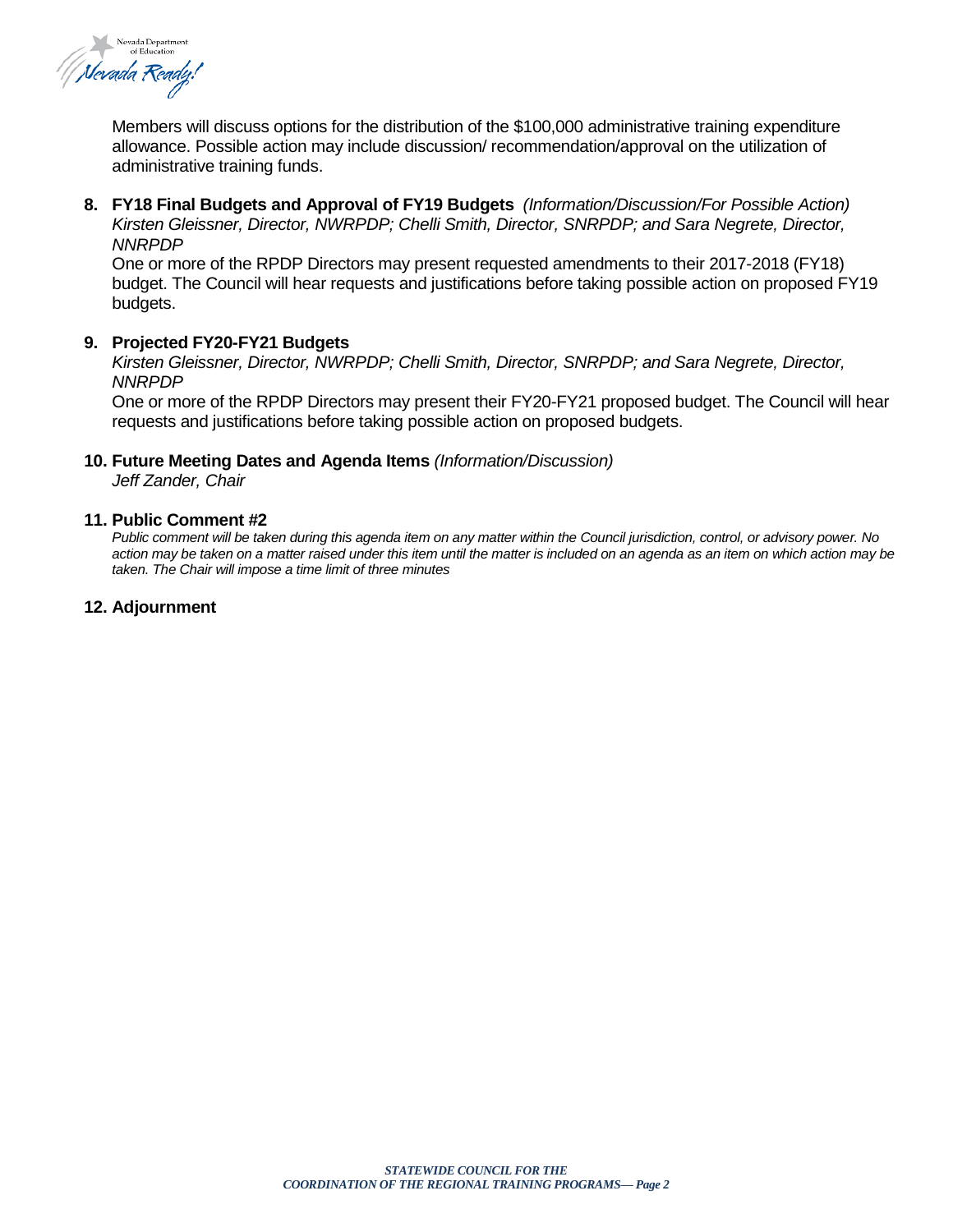Members will discuss options for the distribution of the $100,000 administrative training expenditure allowance. Possible action may include discussion/ recommendation/approval on the utilization of administrative training funds.

**8. FY18 Final Budgets and Approval of FY19 Budgets** *(Information/Discussion/For Possible Action)*
*Kirsten Gleissner, Director, NWRPDP; Chelli Smith, Director, SNRPDP; and Sara Negrete, Director, NNRPDP*
One or more of the RPDP Directors may present requested amendments to their 2017-2018 (FY18) budget. The Council will hear requests and justifications before taking possible action on proposed FY19 budgets.

**9. Projected FY20-FY21 Budgets**
*Kirsten Gleissner, Director, NWRPDP; Chelli Smith, Director, SNRPDP; and Sara Negrete, Director, NNRPDP*
One or more of the RPDP Directors may present their FY20-FY21 proposed budget. The Council will hear requests and justifications before taking possible action on proposed budgets.

**10. Future Meeting Dates and Agenda Items** *(Information/Discussion)*
*Jeff Zander, Chair*

**11. Public Comment #2**
*Public comment will be taken during this agenda item on any matter within the Council jurisdiction, control, or advisory power. No action may be taken on a matter raised under this item until the matter is included on an agenda as an item on which action may be taken. The Chair will impose a time limit of three minutes*

**12. Adjournment**